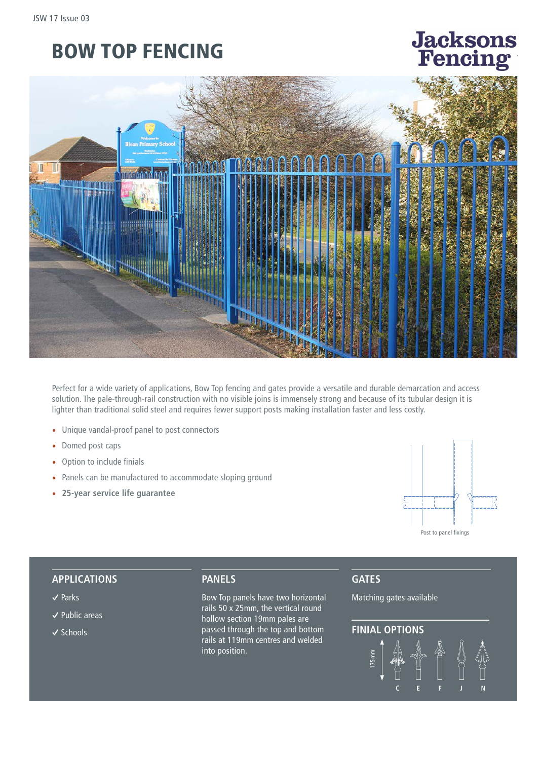JSW 17 Issue 03

# BOW TOP FENCING

Jacksons Fencing

Perfect for a wide variety of applications, Bow Top fencing and gates provide a versatile and durable demarcation and access solution. The pale-through-rail construction with no visible joins is immensely strong and because of its tubular design it is lighter than traditional solid steel and requires fewer support posts making installation faster and less costly.

- Unique vandal-proof panel to post connectors
- Domed post caps
- Option to include finials
- Panels can be manufactured to accommodate sloping ground
- **25-year service life guarantee**

Post to panel fixings

## APPLICATIONS

✓ Parks

✓ Public areas

✓ Schools

## PANELS

Bow Top panels have two horizontal rails 50 x 25mm, the vertical round hollow section 19mm pales are passed through the top and bottom rails at 119mm centres and welded into position.

## GATES

Matching gates available

## FINIAL OPTIONS

175mm

C E F J N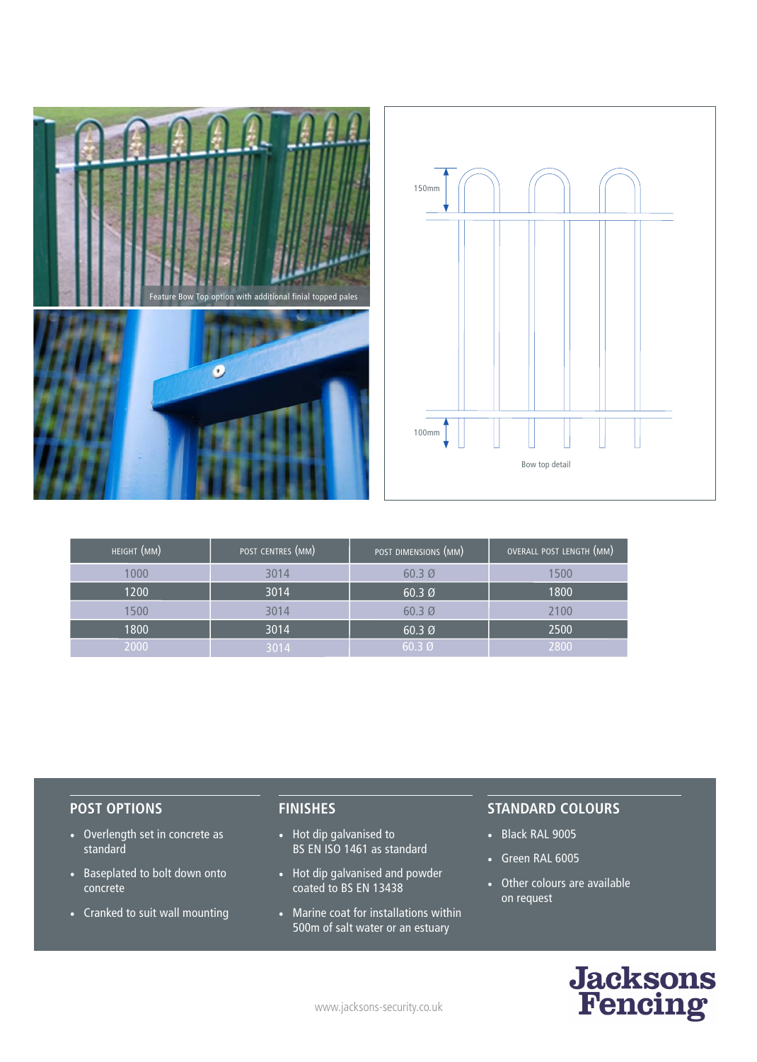Feature Bow Top option with additional finial topped pales

150mm

100mm

Bow top detail

| HEIGHT (MM) | POST CENTRES (MM) | POST DIMENSIONS (MM) | OVERALL POST LENGTH (MM) |
|---|---|---|---|
| 1000 | 3014 | 60.3 Ø | 1500 |
| 1200 | 3014 | 60.3 Ø | 1800 |
| 1500 | 3014 | 60.3 Ø | 2100 |
| 1800 | 3014 | 60.3 Ø | 2500 |
| 2000 | 3014 | 60.3 Ø | 2800 |

## POST OPTIONS

- Overlength set in concrete as standard
- Baseplated to bolt down onto concrete
- Cranked to suit wall mounting

## FINISHES

- Hot dip galvanised to BS EN ISO 1461 as standard
- Hot dip galvanised and powder coated to BS EN 13438
- Marine coat for installations within 500m of salt water or an estuary

## STANDARD COLOURS

- Black RAL 9005
- Green RAL 6005
- Other colours are available on request

www.jacksons-security.co.uk

Jacksons Fencing